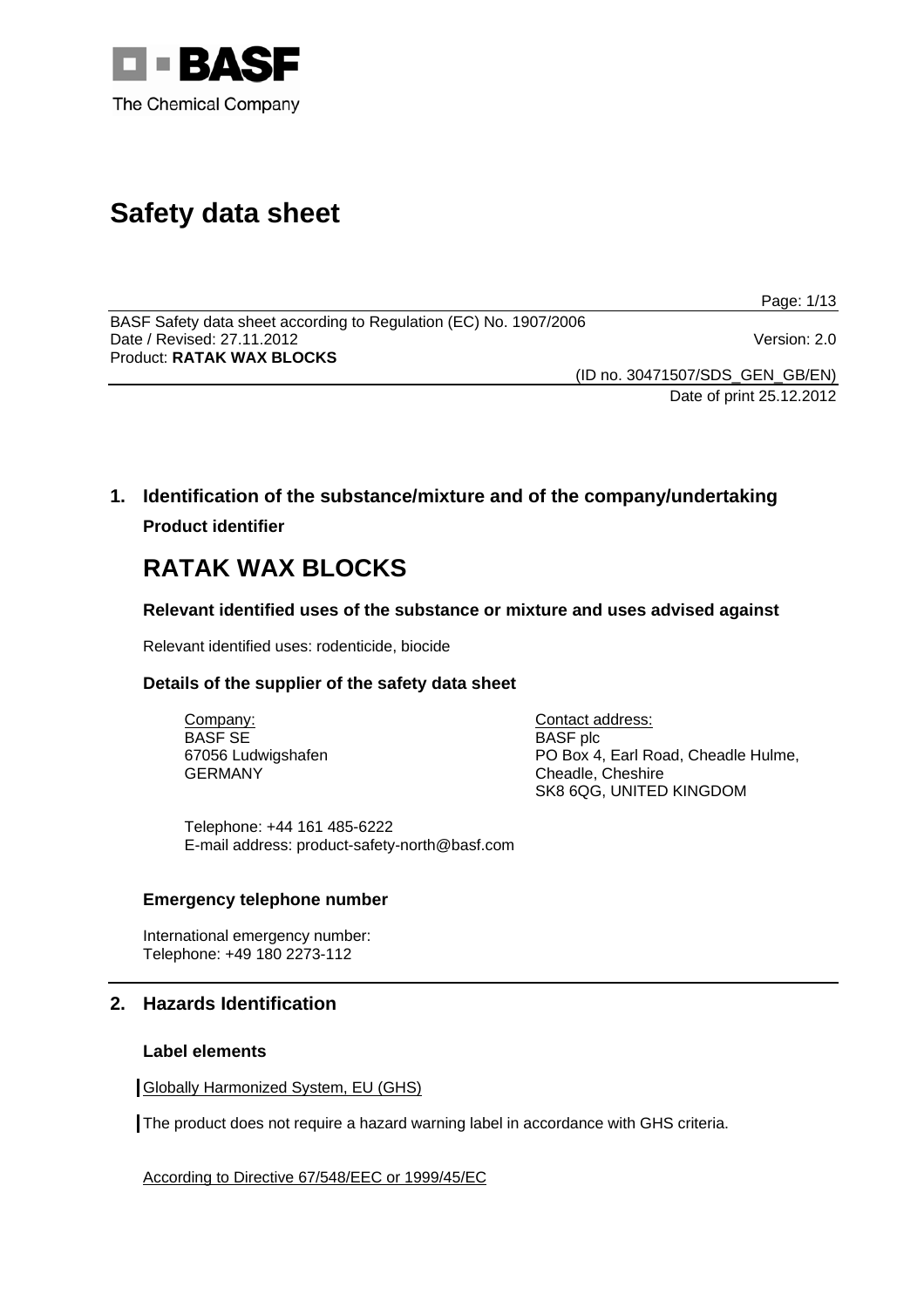BASF
The Chemical Company

# Safety data sheet

BASF Safety data sheet according to Regulation (EC) No. 1907/2006
Date / Revised: 27.11.2012 Version: 2.0
Product: **RATAK WAX BLOCKS**

(ID no. 30471507/SDS_GEN_GB/EN)
Date of print 25.12.2012

## 1. Identification of the substance/mixture and of the company/undertaking

**Product identifier**

# RATAK WAX BLOCKS

### Relevant identified uses of the substance or mixture and uses advised against

Relevant identified uses: rodenticide, biocide

### Details of the supplier of the safety data sheet

Company:
BASF SE
67056 Ludwigshafen
GERMANY

Contact address:
BASF plc
PO Box 4, Earl Road, Cheadle Hulme,
Cheadle, Cheshire
SK8 6QG, UNITED KINGDOM

Telephone: +44 161 485-6222
E-mail address: product-safety-north@basf.com

### Emergency telephone number

International emergency number:
Telephone: +49 180 2273-112

## 2. Hazards Identification

### Label elements

Globally Harmonized System, EU (GHS)

The product does not require a hazard warning label in accordance with GHS criteria.

According to Directive 67/548/EEC or 1999/45/EC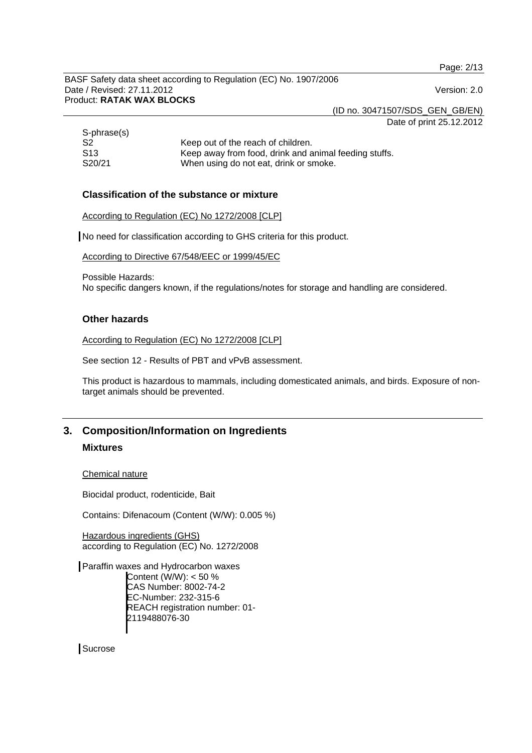S-phrase(s)

| | |
|---|---|
| S2 | Keep out of the reach of children. |
| S13 | Keep away from food, drink and animal feeding stuffs. |
| S20/21 | When using do not eat, drink or smoke. |

### Classification of the substance or mixture

According to Regulation (EC) No 1272/2008 [CLP]

No need for classification according to GHS criteria for this product.

According to Directive 67/548/EEC or 1999/45/EC

Possible Hazards:
No specific dangers known, if the regulations/notes for storage and handling are considered.

### Other hazards

According to Regulation (EC) No 1272/2008 [CLP]

See section 12 - Results of PBT and vPvB assessment.

This product is hazardous to mammals, including domesticated animals, and birds. Exposure of non-target animals should be prevented.

## 3. Composition/Information on Ingredients

### Mixtures

Chemical nature

Biocidal product, rodenticide, Bait

Contains: Difenacoum (Content (W/W): 0.005 %)

Hazardous ingredients (GHS)
according to Regulation (EC) No. 1272/2008

Paraffin waxes and Hydrocarbon waxes
Content (W/W): < 50 %
CAS Number: 8002-74-2
EC-Number: 232-315-6
REACH registration number: 01-2119488076-30

Sucrose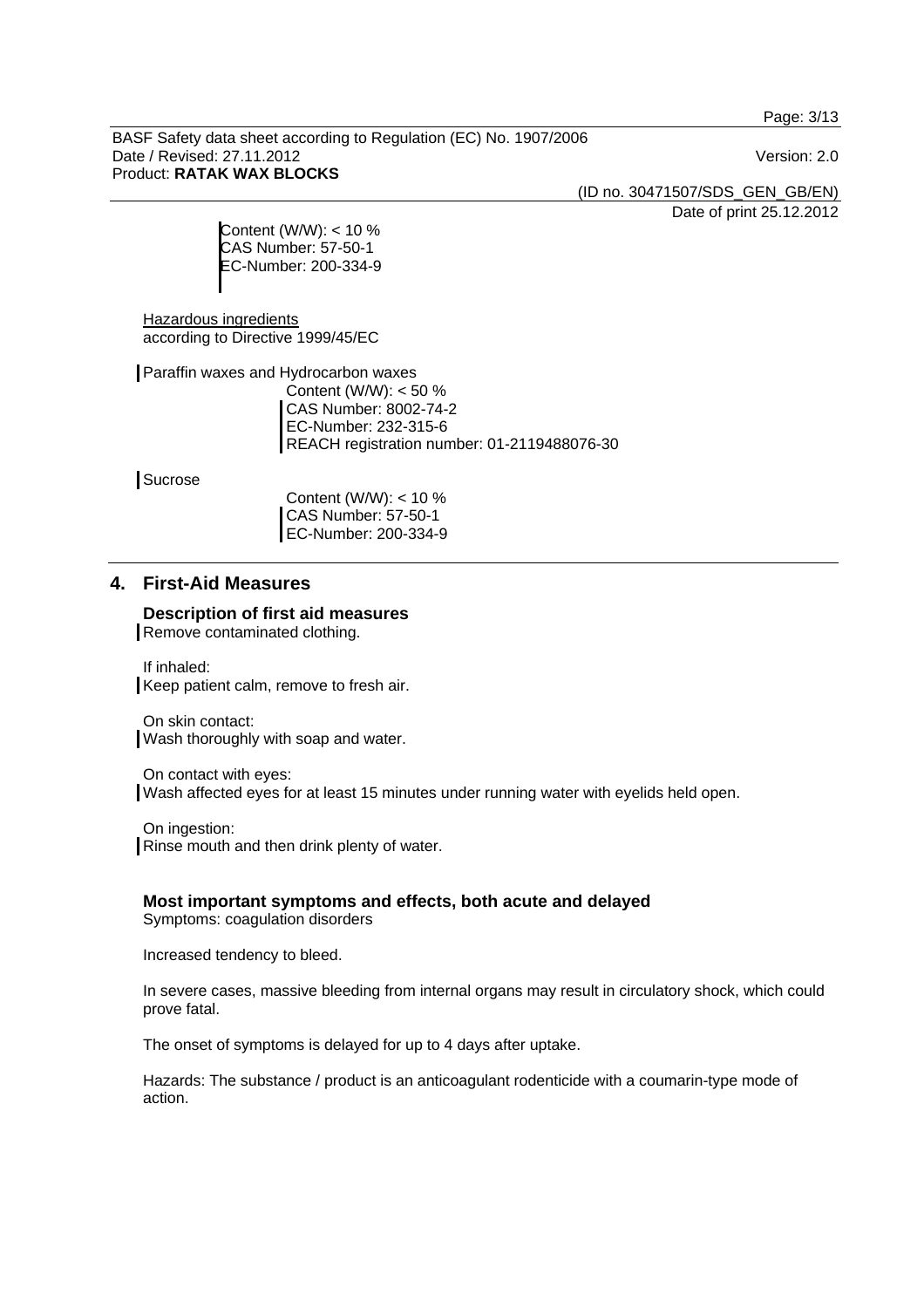Content (W/W): < 10 %
CAS Number: 57-50-1
EC-Number: 200-334-9

Hazardous ingredients
according to Directive 1999/45/EC

Paraffin waxes and Hydrocarbon waxes

Content (W/W): < 50 %
CAS Number: 8002-74-2
EC-Number: 232-315-6
REACH registration number: 01-2119488076-30

Sucrose

Content (W/W): < 10 %
CAS Number: 57-50-1
EC-Number: 200-334-9

## 4. First-Aid Measures

### Description of first aid measures

Remove contaminated clothing.

If inhaled:
Keep patient calm, remove to fresh air.

On skin contact:
Wash thoroughly with soap and water.

On contact with eyes:
Wash affected eyes for at least 15 minutes under running water with eyelids held open.

On ingestion:
Rinse mouth and then drink plenty of water.

### Most important symptoms and effects, both acute and delayed

Symptoms: coagulation disorders

Increased tendency to bleed.

In severe cases, massive bleeding from internal organs may result in circulatory shock, which could prove fatal.

The onset of symptoms is delayed for up to 4 days after uptake.

Hazards: The substance / product is an anticoagulant rodenticide with a coumarin-type mode of action.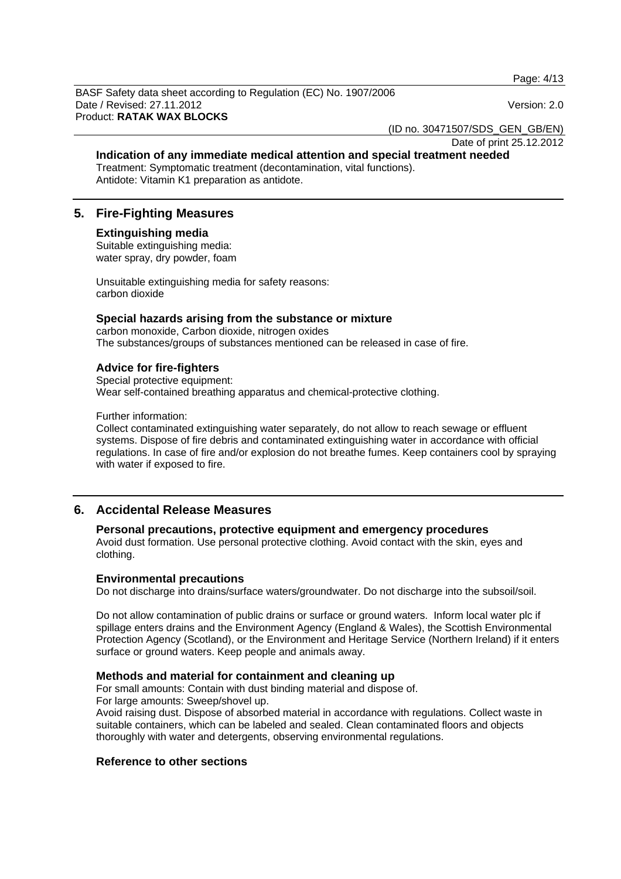### Indication of any immediate medical attention and special treatment needed

Treatment: Symptomatic treatment (decontamination, vital functions).
Antidote: Vitamin K1 preparation as antidote.

## 5. Fire-Fighting Measures

### Extinguishing media

Suitable extinguishing media:
water spray, dry powder, foam

Unsuitable extinguishing media for safety reasons:
carbon dioxide

### Special hazards arising from the substance or mixture

carbon monoxide, Carbon dioxide, nitrogen oxides
The substances/groups of substances mentioned can be released in case of fire.

### Advice for fire-fighters

Special protective equipment:
Wear self-contained breathing apparatus and chemical-protective clothing.

Further information:
Collect contaminated extinguishing water separately, do not allow to reach sewage or effluent systems. Dispose of fire debris and contaminated extinguishing water in accordance with official regulations. In case of fire and/or explosion do not breathe fumes. Keep containers cool by spraying with water if exposed to fire.

## 6. Accidental Release Measures

### Personal precautions, protective equipment and emergency procedures

Avoid dust formation. Use personal protective clothing. Avoid contact with the skin, eyes and clothing.

### Environmental precautions

Do not discharge into drains/surface waters/groundwater. Do not discharge into the subsoil/soil.

Do not allow contamination of public drains or surface or ground waters. Inform local water plc if spillage enters drains and the Environment Agency (England & Wales), the Scottish Environmental Protection Agency (Scotland), or the Environment and Heritage Service (Northern Ireland) if it enters surface or ground waters. Keep people and animals away.

### Methods and material for containment and cleaning up

For small amounts: Contain with dust binding material and dispose of.
For large amounts: Sweep/shovel up.
Avoid raising dust. Dispose of absorbed material in accordance with regulations. Collect waste in suitable containers, which can be labeled and sealed. Clean contaminated floors and objects thoroughly with water and detergents, observing environmental regulations.

### Reference to other sections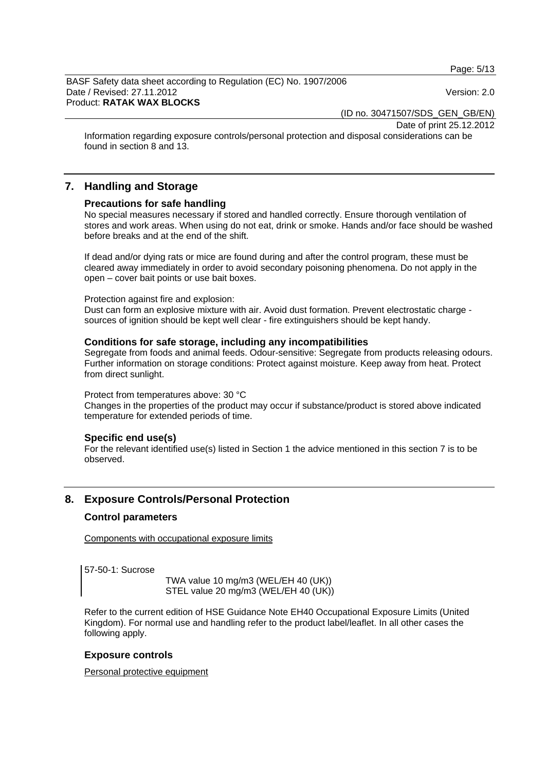Information regarding exposure controls/personal protection and disposal considerations can be found in section 8 and 13.

## 7. Handling and Storage

### Precautions for safe handling

No special measures necessary if stored and handled correctly. Ensure thorough ventilation of stores and work areas. When using do not eat, drink or smoke. Hands and/or face should be washed before breaks and at the end of the shift.

If dead and/or dying rats or mice are found during and after the control program, these must be cleared away immediately in order to avoid secondary poisoning phenomena. Do not apply in the open – cover bait points or use bait boxes.

Protection against fire and explosion:
Dust can form an explosive mixture with air. Avoid dust formation. Prevent electrostatic charge - sources of ignition should be kept well clear - fire extinguishers should be kept handy.

### Conditions for safe storage, including any incompatibilities

Segregate from foods and animal feeds. Odour-sensitive: Segregate from products releasing odours.
Further information on storage conditions: Protect against moisture. Keep away from heat. Protect from direct sunlight.

Protect from temperatures above: 30 °C
Changes in the properties of the product may occur if substance/product is stored above indicated temperature for extended periods of time.

### Specific end use(s)

For the relevant identified use(s) listed in Section 1 the advice mentioned in this section 7 is to be observed.

## 8. Exposure Controls/Personal Protection

### Control parameters

Components with occupational exposure limits

57-50-1: Sucrose
TWA value 10 mg/m3 (WEL/EH 40 (UK))
STEL value 20 mg/m3 (WEL/EH 40 (UK))

Refer to the current edition of HSE Guidance Note EH40 Occupational Exposure Limits (United Kingdom). For normal use and handling refer to the product label/leaflet. In all other cases the following apply.

### Exposure controls

Personal protective equipment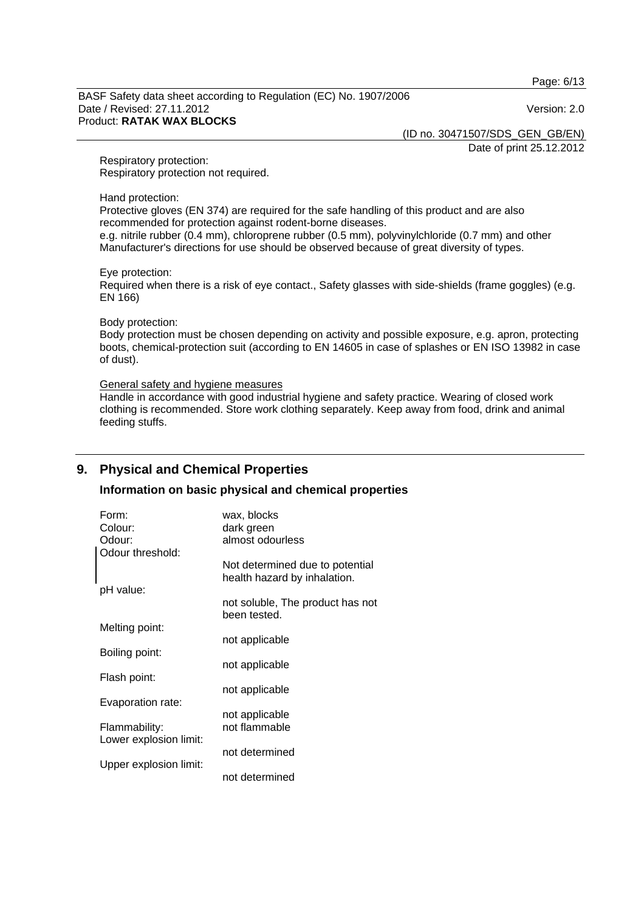Respiratory protection:
Respiratory protection not required.

Hand protection:
Protective gloves (EN 374) are required for the safe handling of this product and are also recommended for protection against rodent-borne diseases.
e.g. nitrile rubber (0.4 mm), chloroprene rubber (0.5 mm), polyvinylchloride (0.7 mm) and other
Manufacturer's directions for use should be observed because of great diversity of types.

Eye protection:
Required when there is a risk of eye contact., Safety glasses with side-shields (frame goggles) (e.g. EN 166)

Body protection:
Body protection must be chosen depending on activity and possible exposure, e.g. apron, protecting boots, chemical-protection suit (according to EN 14605 in case of splashes or EN ISO 13982 in case of dust).

General safety and hygiene measures
Handle in accordance with good industrial hygiene and safety practice. Wearing of closed work clothing is recommended. Store work clothing separately. Keep away from food, drink and animal feeding stuffs.

## 9. Physical and Chemical Properties

### Information on basic physical and chemical properties

| | |
|---|---|
| Form: | wax, blocks |
| Colour: | dark green |
| Odour: | almost odourless |
| Odour threshold: | Not determined due to potential health hazard by inhalation. |
| pH value: | not soluble, The product has not been tested. |
| Melting point: | not applicable |
| Boiling point: | not applicable |
| Flash point: | not applicable |
| Evaporation rate: | not applicable |
| Flammability: | not flammable |
| Lower explosion limit: | not determined |
| Upper explosion limit: | not determined |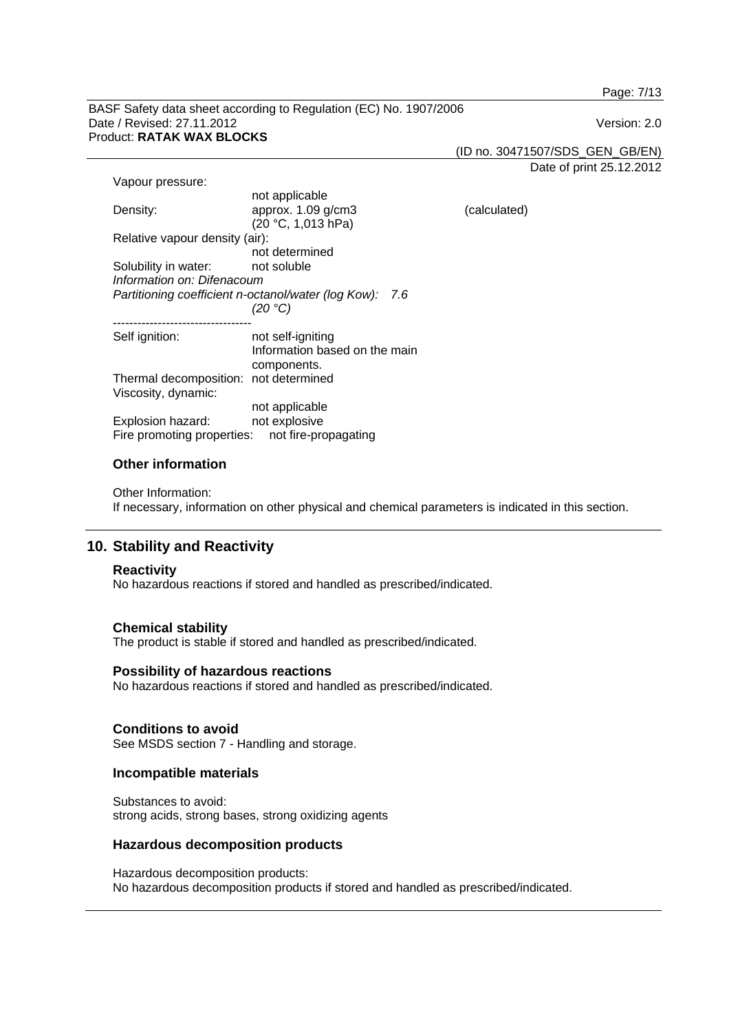Vapour pressure:

| | | |
|---|---|---|
| Vapour pressure: | not applicable | |
| Density: | approx. 1.09 g/cm3 (20 °C, 1,013 hPa) | (calculated) |
| Relative vapour density (air): | not determined | |
| Solubility in water: | not soluble | |

*Information on: Difenacoum*

*Partitioning coefficient n-octanol/water (log Kow): 7.6 (20 °C)*

----------------------------------

| | |
|---|---|
| Self ignition: | not self-igniting<br>Information based on the main components. |
| Thermal decomposition: | not determined |
| Viscosity, dynamic: | not applicable |
| Explosion hazard: | not explosive |
| Fire promoting properties: | not fire-propagating |

### Other information

Other Information:
If necessary, information on other physical and chemical parameters is indicated in this section.

## 10. Stability and Reactivity

### Reactivity

No hazardous reactions if stored and handled as prescribed/indicated.

### Chemical stability

The product is stable if stored and handled as prescribed/indicated.

### Possibility of hazardous reactions

No hazardous reactions if stored and handled as prescribed/indicated.

### Conditions to avoid

See MSDS section 7 - Handling and storage.

### Incompatible materials

Substances to avoid:
strong acids, strong bases, strong oxidizing agents

### Hazardous decomposition products

Hazardous decomposition products:
No hazardous decomposition products if stored and handled as prescribed/indicated.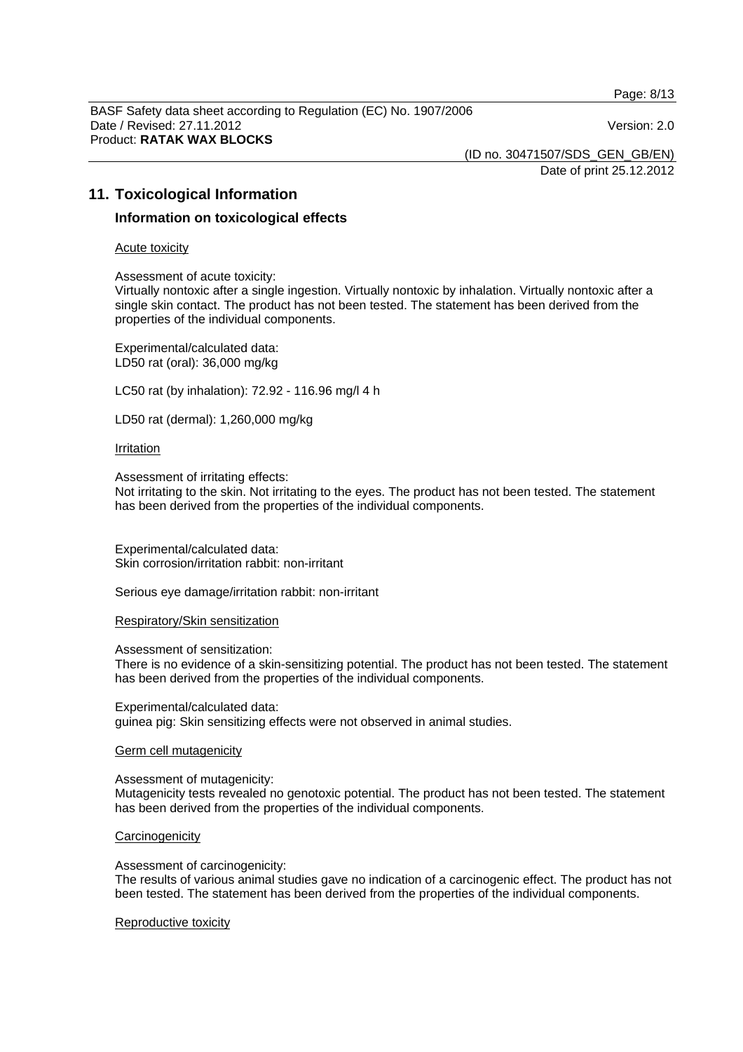## 11. Toxicological Information

### Information on toxicological effects

Acute toxicity

Assessment of acute toxicity:
Virtually nontoxic after a single ingestion. Virtually nontoxic by inhalation. Virtually nontoxic after a single skin contact. The product has not been tested. The statement has been derived from the properties of the individual components.

Experimental/calculated data:
LD50 rat (oral): 36,000 mg/kg

LC50 rat (by inhalation): 72.92 - 116.96 mg/l 4 h

LD50 rat (dermal): 1,260,000 mg/kg

Irritation

Assessment of irritating effects:
Not irritating to the skin. Not irritating to the eyes. The product has not been tested. The statement has been derived from the properties of the individual components.

Experimental/calculated data:
Skin corrosion/irritation rabbit: non-irritant

Serious eye damage/irritation rabbit: non-irritant

Respiratory/Skin sensitization

Assessment of sensitization:
There is no evidence of a skin-sensitizing potential. The product has not been tested. The statement has been derived from the properties of the individual components.

Experimental/calculated data:
guinea pig: Skin sensitizing effects were not observed in animal studies.

Germ cell mutagenicity

Assessment of mutagenicity:
Mutagenicity tests revealed no genotoxic potential. The product has not been tested. The statement has been derived from the properties of the individual components.

Carcinogenicity

Assessment of carcinogenicity:
The results of various animal studies gave no indication of a carcinogenic effect. The product has not been tested. The statement has been derived from the properties of the individual components.

Reproductive toxicity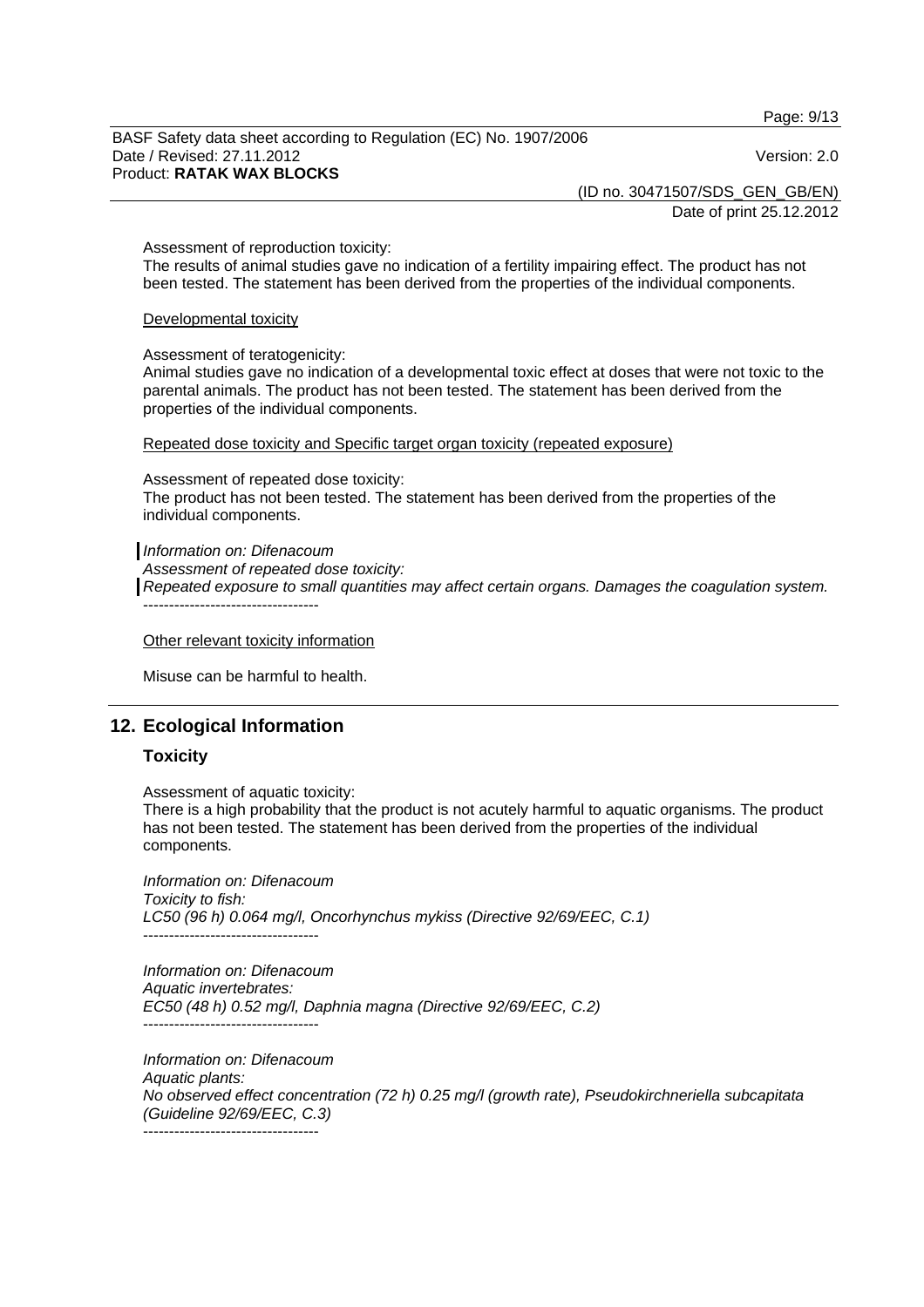Assessment of reproduction toxicity:
The results of animal studies gave no indication of a fertility impairing effect. The product has not been tested. The statement has been derived from the properties of the individual components.

Developmental toxicity

Assessment of teratogenicity:
Animal studies gave no indication of a developmental toxic effect at doses that were not toxic to the parental animals. The product has not been tested. The statement has been derived from the properties of the individual components.

Repeated dose toxicity and Specific target organ toxicity (repeated exposure)

Assessment of repeated dose toxicity:
The product has not been tested. The statement has been derived from the properties of the individual components.

*Information on: Difenacoum*
*Assessment of repeated dose toxicity:*
*Repeated exposure to small quantities may affect certain organs. Damages the coagulation system.*
----------------------------------

Other relevant toxicity information

Misuse can be harmful to health.

## 12. Ecological Information

### Toxicity

Assessment of aquatic toxicity:
There is a high probability that the product is not acutely harmful to aquatic organisms. The product has not been tested. The statement has been derived from the properties of the individual components.

*Information on: Difenacoum*
*Toxicity to fish:*
*LC50 (96 h) 0.064 mg/l, Oncorhynchus mykiss (Directive 92/69/EEC, C.1)*
----------------------------------

*Information on: Difenacoum*
*Aquatic invertebrates:*
*EC50 (48 h) 0.52 mg/l, Daphnia magna (Directive 92/69/EEC, C.2)*
----------------------------------

*Information on: Difenacoum*
*Aquatic plants:*
*No observed effect concentration (72 h) 0.25 mg/l (growth rate), Pseudokirchneriella subcapitata (Guideline 92/69/EEC, C.3)*
----------------------------------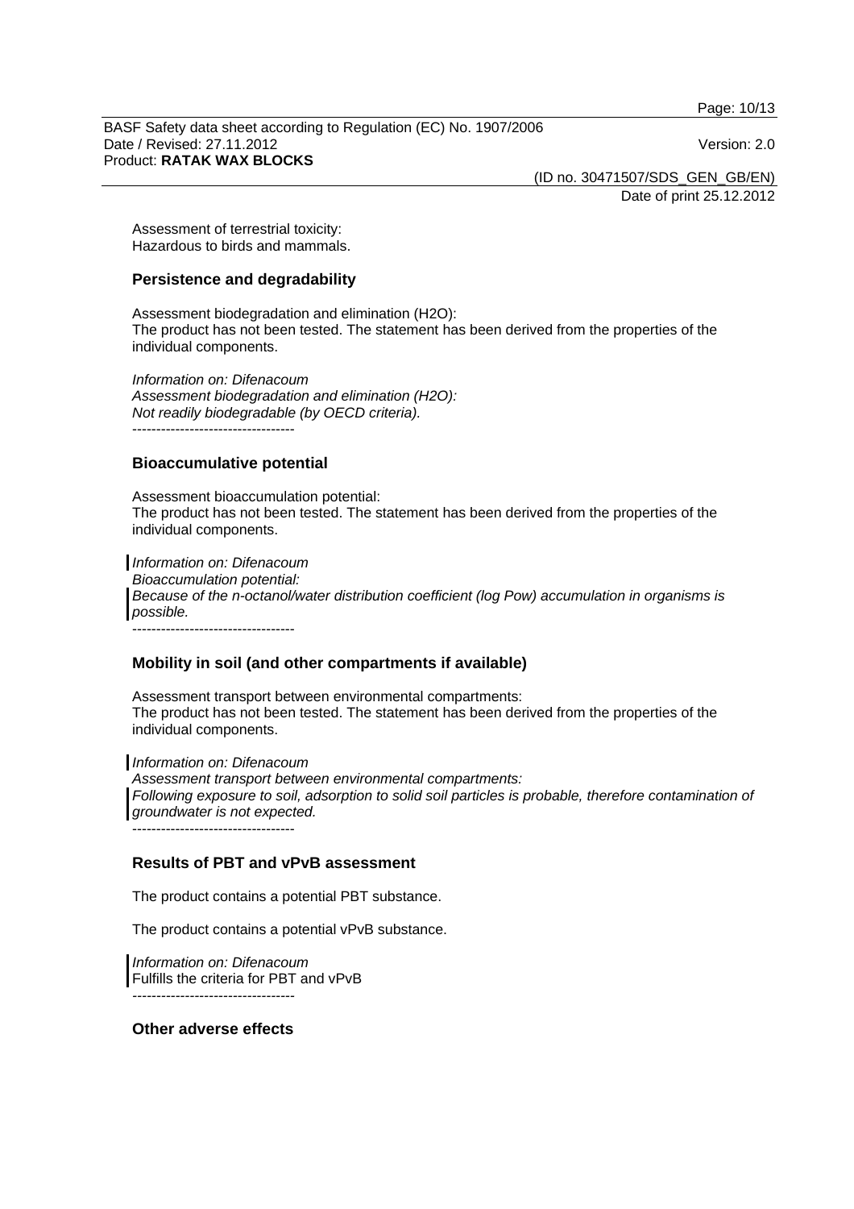Assessment of terrestrial toxicity:
Hazardous to birds and mammals.

### Persistence and degradability

Assessment biodegradation and elimination (H2O):
The product has not been tested. The statement has been derived from the properties of the individual components.

*Information on: Difenacoum*
*Assessment biodegradation and elimination (H2O):*
*Not readily biodegradable (by OECD criteria).*
----------------------------------

### Bioaccumulative potential

Assessment bioaccumulation potential:
The product has not been tested. The statement has been derived from the properties of the individual components.

*Information on: Difenacoum*
*Bioaccumulation potential:*
*Because of the n-octanol/water distribution coefficient (log Pow) accumulation in organisms is possible.*
----------------------------------

### Mobility in soil (and other compartments if available)

Assessment transport between environmental compartments:
The product has not been tested. The statement has been derived from the properties of the individual components.

*Information on: Difenacoum*
*Assessment transport between environmental compartments:*
*Following exposure to soil, adsorption to solid soil particles is probable, therefore contamination of groundwater is not expected.*
----------------------------------

### Results of PBT and vPvB assessment

The product contains a potential PBT substance.

The product contains a potential vPvB substance.

*Information on: Difenacoum*
Fulfills the criteria for PBT and vPvB
----------------------------------

### Other adverse effects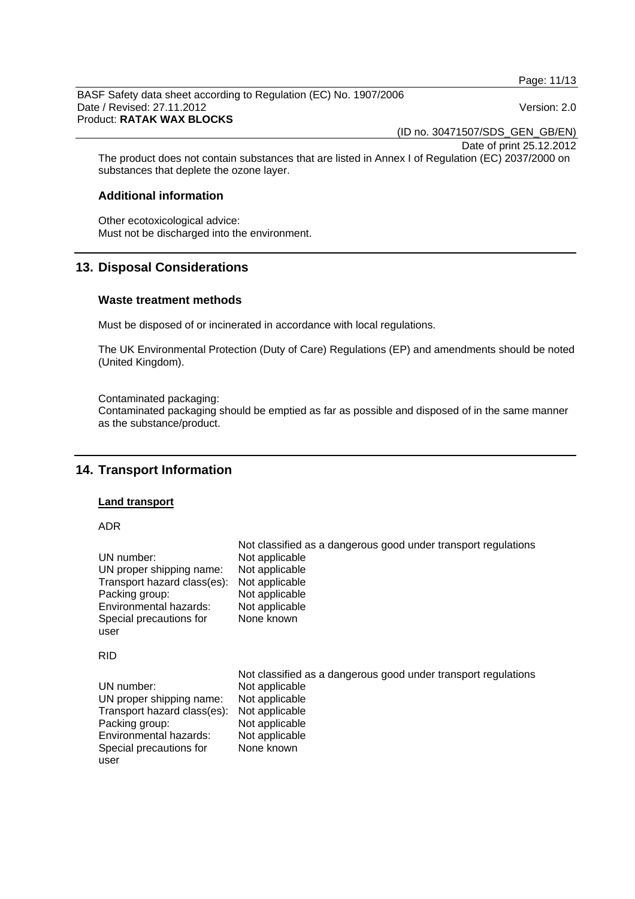The product does not contain substances that are listed in Annex I of Regulation (EC) 2037/2000 on substances that deplete the ozone layer.

### Additional information

Other ecotoxicological advice:
Must not be discharged into the environment.

## 13. Disposal Considerations

### Waste treatment methods

Must be disposed of or incinerated in accordance with local regulations.

The UK Environmental Protection (Duty of Care) Regulations (EP) and amendments should be noted (United Kingdom).

Contaminated packaging:
Contaminated packaging should be emptied as far as possible and disposed of in the same manner as the substance/product.

## 14. Transport Information

**Land transport**

ADR

| | Not classified as a dangerous good under transport regulations |
|---|---|
| UN number: | Not applicable |
| UN proper shipping name: | Not applicable |
| Transport hazard class(es): | Not applicable |
| Packing group: | Not applicable |
| Environmental hazards: | Not applicable |
| Special precautions for user | None known |

RID

| | Not classified as a dangerous good under transport regulations |
|---|---|
| UN number: | Not applicable |
| UN proper shipping name: | Not applicable |
| Transport hazard class(es): | Not applicable |
| Packing group: | Not applicable |
| Environmental hazards: | Not applicable |
| Special precautions for user | None known |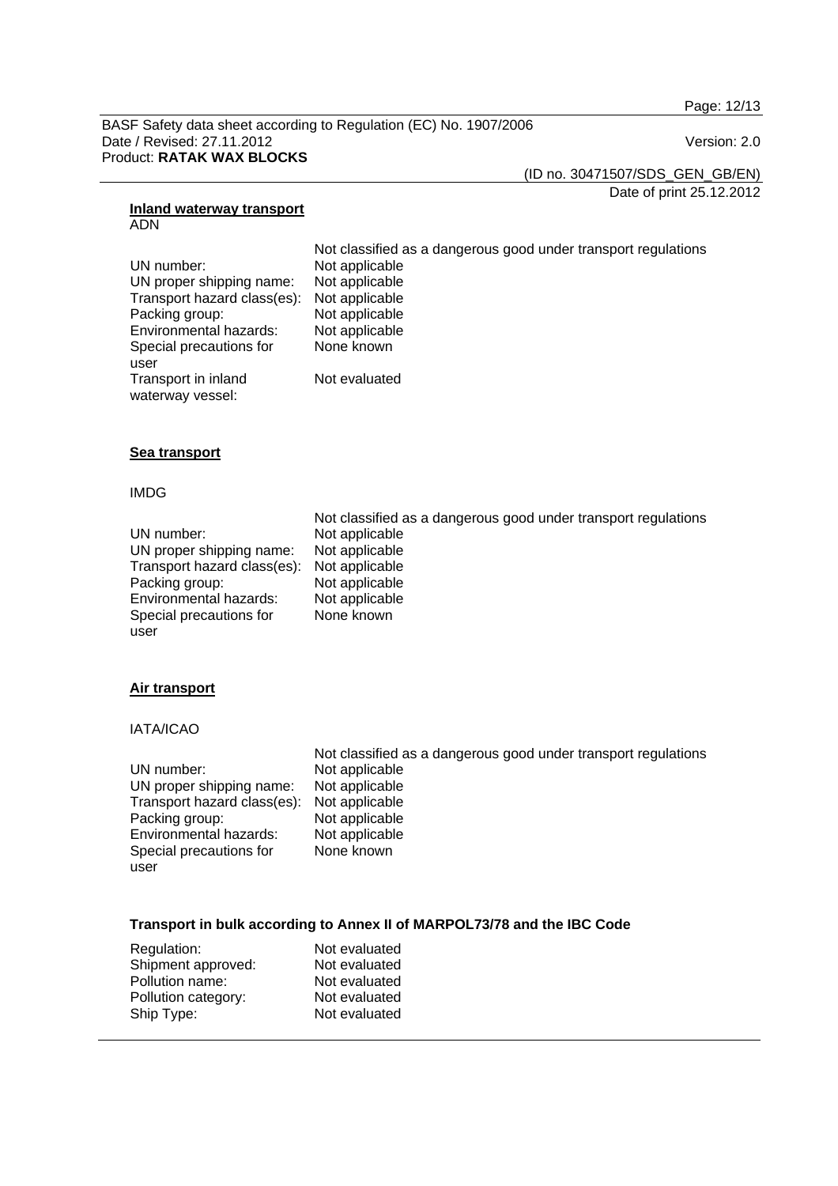**Inland waterway transport**

ADN

Not classified as a dangerous good under transport regulations

| | |
|---|---|
| UN number: | Not applicable |
| UN proper shipping name: | Not applicable |
| Transport hazard class(es): | Not applicable |
| Packing group: | Not applicable |
| Environmental hazards: | Not applicable |
| Special precautions for user | None known |
| Transport in inland waterway vessel: | Not evaluated |

**Sea transport**

IMDG

Not classified as a dangerous good under transport regulations

| | |
|---|---|
| UN number: | Not applicable |
| UN proper shipping name: | Not applicable |
| Transport hazard class(es): | Not applicable |
| Packing group: | Not applicable |
| Environmental hazards: | Not applicable |
| Special precautions for user | None known |

**Air transport**

IATA/ICAO

Not classified as a dangerous good under transport regulations

| | |
|---|---|
| UN number: | Not applicable |
| UN proper shipping name: | Not applicable |
| Transport hazard class(es): | Not applicable |
| Packing group: | Not applicable |
| Environmental hazards: | Not applicable |
| Special precautions for user | None known |

**Transport in bulk according to Annex II of MARPOL73/78 and the IBC Code**

| | |
|---|---|
| Regulation: | Not evaluated |
| Shipment approved: | Not evaluated |
| Pollution name: | Not evaluated |
| Pollution category: | Not evaluated |
| Ship Type: | Not evaluated |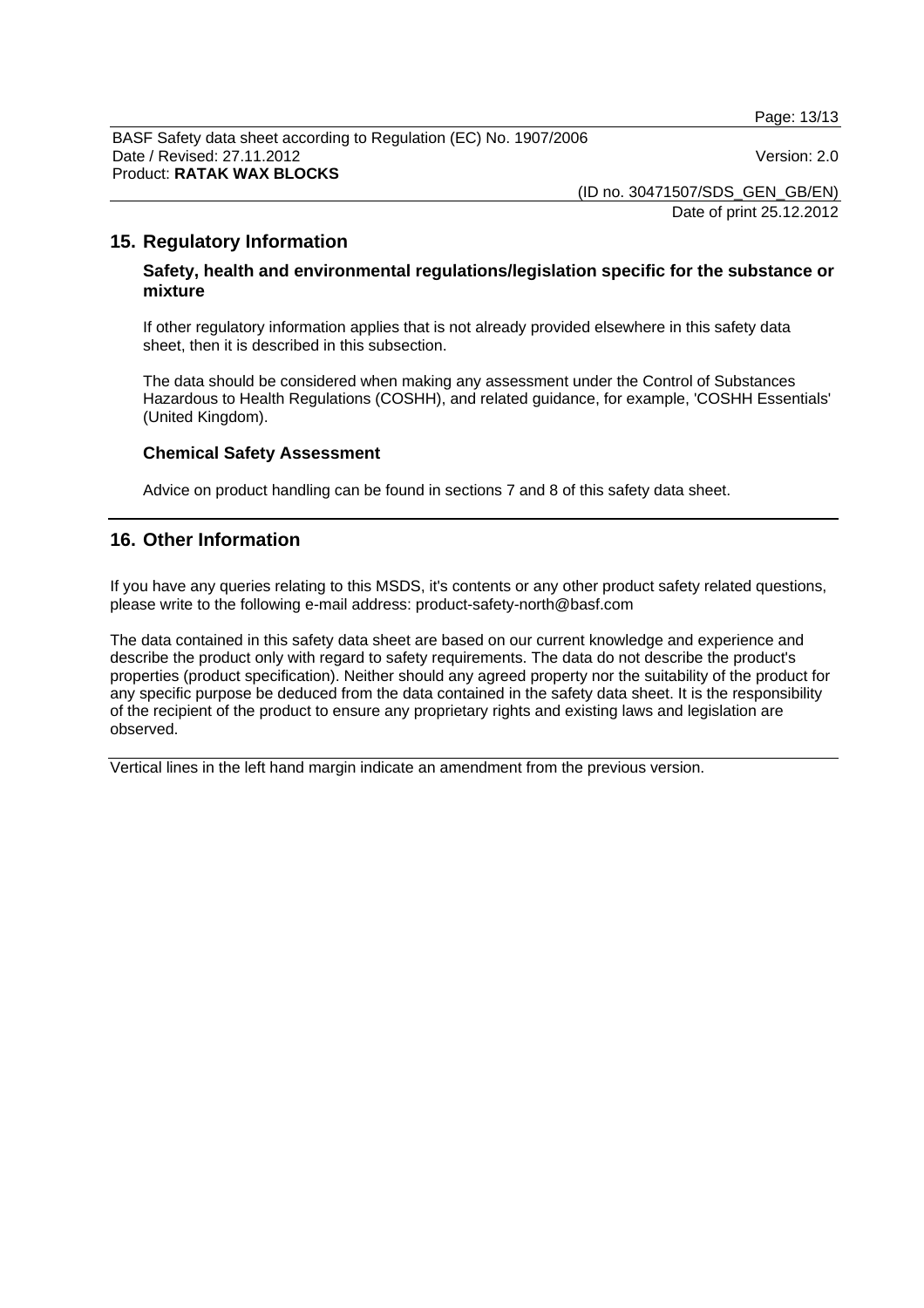## 15. Regulatory Information

### Safety, health and environmental regulations/legislation specific for the substance or mixture

If other regulatory information applies that is not already provided elsewhere in this safety data sheet, then it is described in this subsection.

The data should be considered when making any assessment under the Control of Substances Hazardous to Health Regulations (COSHH), and related guidance, for example, 'COSHH Essentials' (United Kingdom).

### Chemical Safety Assessment

Advice on product handling can be found in sections 7 and 8 of this safety data sheet.

## 16. Other Information

If you have any queries relating to this MSDS, it's contents or any other product safety related questions, please write to the following e-mail address: product-safety-north@basf.com

The data contained in this safety data sheet are based on our current knowledge and experience and describe the product only with regard to safety requirements. The data do not describe the product's properties (product specification). Neither should any agreed property nor the suitability of the product for any specific purpose be deduced from the data contained in the safety data sheet. It is the responsibility of the recipient of the product to ensure any proprietary rights and existing laws and legislation are observed.

Vertical lines in the left hand margin indicate an amendment from the previous version.